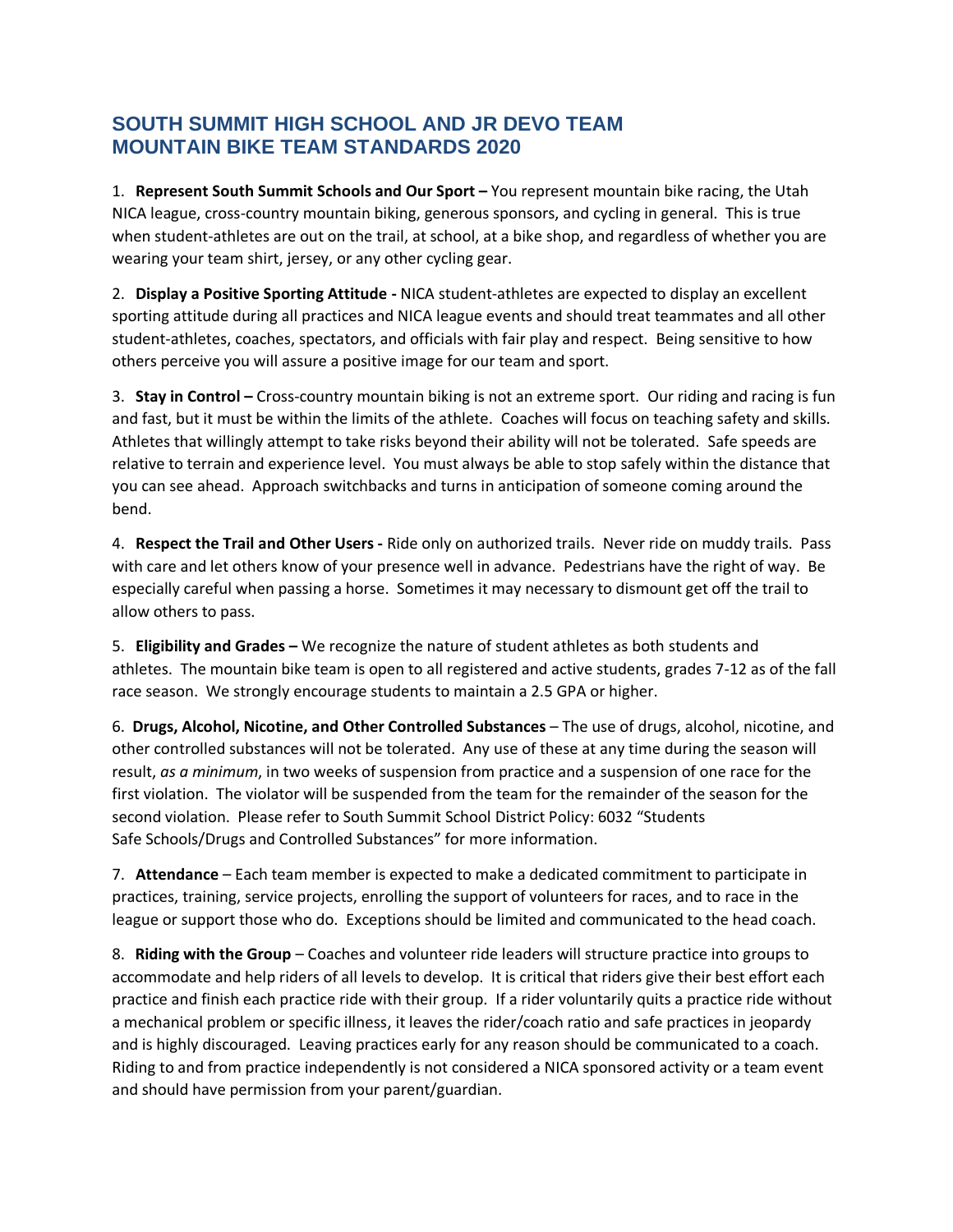# SOUTH SUMMIT HIGH SCHOOL AND JR DEVO TEAM MOUNTAIN BIKE TEAM STANDARDS 2020

1. **Represent South Summit Schools and Our Sport –** You represent mountain bike racing, the Utah NICA league, cross-country mountain biking, generous sponsors, and cycling in general. This is true when student-athletes are out on the trail, at school, at a bike shop, and regardless of whether you are wearing your team shirt, jersey, or any other cycling gear.

2. **Display a Positive Sporting Attitude -** NICA student-athletes are expected to display an excellent sporting attitude during all practices and NICA league events and should treat teammates and all other student-athletes, coaches, spectators, and officials with fair play and respect. Being sensitive to how others perceive you will assure a positive image for our team and sport.

3. **Stay in Control –** Cross-country mountain biking is not an extreme sport. Our riding and racing is fun and fast, but it must be within the limits of the athlete. Coaches will focus on teaching safety and skills. Athletes that willingly attempt to take risks beyond their ability will not be tolerated. Safe speeds are relative to terrain and experience level. You must always be able to stop safely within the distance that you can see ahead. Approach switchbacks and turns in anticipation of someone coming around the bend.

4. **Respect the Trail and Other Users -** Ride only on authorized trails. Never ride on muddy trails. Pass with care and let others know of your presence well in advance. Pedestrians have the right of way. Be especially careful when passing a horse. Sometimes it may necessary to dismount get off the trail to allow others to pass.

5. **Eligibility and Grades –** We recognize the nature of student athletes as both students and athletes. The mountain bike team is open to all registered and active students, grades 7-12 as of the fall race season. We strongly encourage students to maintain a 2.5 GPA or higher.

6. **Drugs, Alcohol, Nicotine, and Other Controlled Substances** – The use of drugs, alcohol, nicotine, and other controlled substances will not be tolerated. Any use of these at any time during the season will result, *as a minimum*, in two weeks of suspension from practice and a suspension of one race for the first violation. The violator will be suspended from the team for the remainder of the season for the second violation. Please refer to South Summit School District Policy: 6032 "Students Safe Schools/Drugs and Controlled Substances" for more information.

7. **Attendance** – Each team member is expected to make a dedicated commitment to participate in practices, training, service projects, enrolling the support of volunteers for races, and to race in the league or support those who do. Exceptions should be limited and communicated to the head coach.

8. **Riding with the Group** – Coaches and volunteer ride leaders will structure practice into groups to accommodate and help riders of all levels to develop. It is critical that riders give their best effort each practice and finish each practice ride with their group. If a rider voluntarily quits a practice ride without a mechanical problem or specific illness, it leaves the rider/coach ratio and safe practices in jeopardy and is highly discouraged. Leaving practices early for any reason should be communicated to a coach. Riding to and from practice independently is not considered a NICA sponsored activity or a team event and should have permission from your parent/guardian.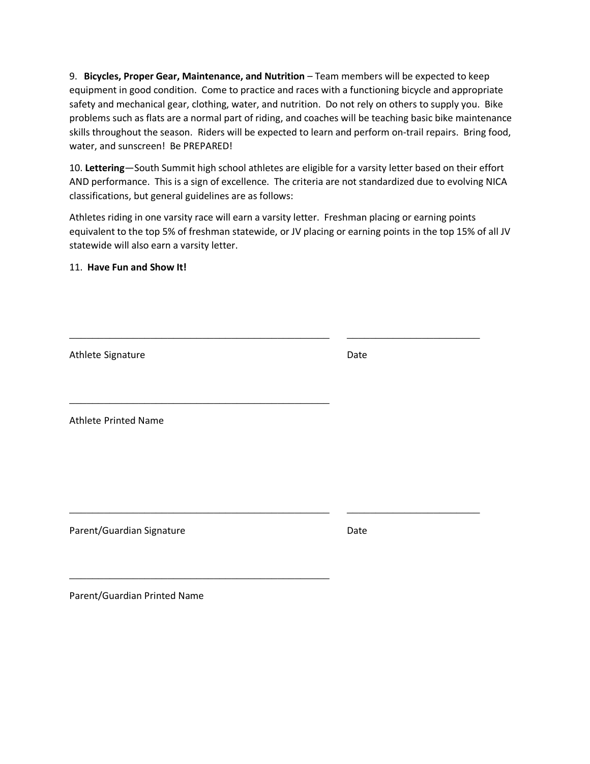9. **Bicycles, Proper Gear, Maintenance, and Nutrition** – Team members will be expected to keep equipment in good condition. Come to practice and races with a functioning bicycle and appropriate safety and mechanical gear, clothing, water, and nutrition. Do not rely on others to supply you. Bike problems such as flats are a normal part of riding, and coaches will be teaching basic bike maintenance skills throughout the season. Riders will be expected to learn and perform on-trail repairs. Bring food, water, and sunscreen! Be PREPARED!

10. **Lettering**—South Summit high school athletes are eligible for a varsity letter based on their effort AND performance. This is a sign of excellence. The criteria are not standardized due to evolving NICA classifications, but general guidelines are as follows:

Athletes riding in one varsity race will earn a varsity letter. Freshman placing or earning points equivalent to the top 5% of freshman statewide, or JV placing or earning points in the top 15% of all JV statewide will also earn a varsity letter.

11. **Have Fun and Show It!**

\_\_\_\_\_\_\_\_\_\_\_\_\_\_\_\_\_\_\_\_\_\_\_\_\_\_\_\_\_\_\_\_\_\_\_\_\_\_\_\_\_\_\_\_ \_\_\_\_\_\_\_\_\_\_\_\_\_\_\_\_\_\_\_\_\_\_\_\_

Athlete Signature Date

\_\_\_\_\_\_\_\_\_\_\_\_\_\_\_\_\_\_\_\_\_\_\_\_\_\_\_\_\_\_\_\_\_\_\_\_\_\_\_\_\_\_\_\_

Athlete Printed Name

\_\_\_\_\_\_\_\_\_\_\_\_\_\_\_\_\_\_\_\_\_\_\_\_\_\_\_\_\_\_\_\_\_\_\_\_\_\_\_\_\_\_\_\_ \_\_\_\_\_\_\_\_\_\_\_\_\_\_\_\_\_\_\_\_\_\_\_\_

Parent/Guardian Signature Date

\_\_\_\_\_\_\_\_\_\_\_\_\_\_\_\_\_\_\_\_\_\_\_\_\_\_\_\_\_\_\_\_\_\_\_\_\_\_\_\_\_\_\_\_

Parent/Guardian Printed Name